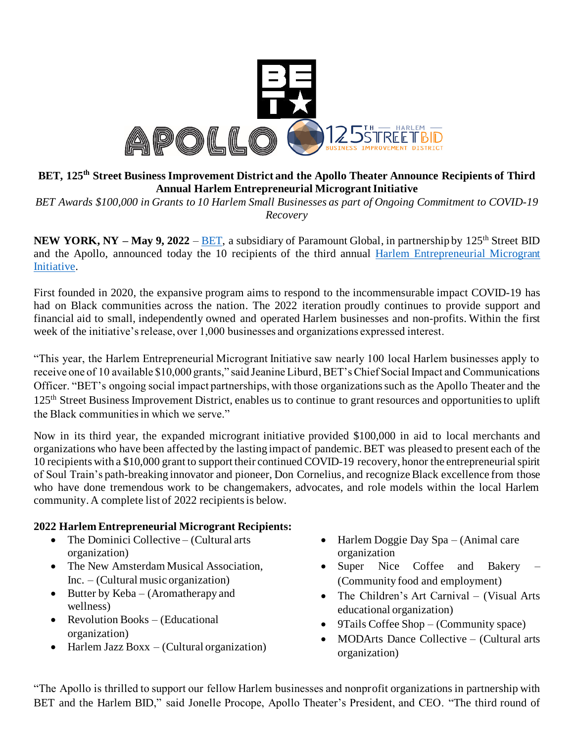**BET, 125th Street Business Improvement District and the Apollo Theater Announce Recipients of Third Annual Harlem Entrepreneurial Microgrant Initiative**

*BET Awards $100,000 in Grants to 10 Harlem Small Businesses as part of Ongoing Commitment to COVID-19 Recovery*

**NEW YORK, NY – May 9, 2022** – [BET](), a subsidiary of Paramount Global, in partnership by 125th Street BID and the Apollo, announced today the 10 recipients of the third annual [Harlem Entrepreneurial Microgrant Initiative]().

First founded in 2020, the expansive program aims to respond to the incommensurable impact COVID-19 has had on Black communities across the nation. The 2022 iteration proudly continues to provide support and financial aid to small, independently owned and operated Harlem businesses and non-profits. Within the first week of the initiative's release, over 1,000 businesses and organizations expressed interest.

"This year, the Harlem Entrepreneurial Microgrant Initiative saw nearly 100 local Harlem businesses apply to receive one of 10 available $10,000 grants," said Jeanine Liburd, BET's Chief Social Impact and Communications Officer. "BET's ongoing social impact partnerships, with those organizations such as the Apollo Theater and the 125th Street Business Improvement District, enables us to continue to grant resources and opportunities to uplift the Black communities in which we serve."

Now in its third year, the expanded microgrant initiative provided $100,000 in aid to local merchants and organizations who have been affected by the lasting impact of pandemic. BET was pleased to present each of the 10 recipients with a $10,000 grant to support their continued COVID-19 recovery, honor the entrepreneurial spirit of Soul Train's path-breaking innovator and pioneer, Don Cornelius, and recognize Black excellence from those who have done tremendous work to be changemakers, advocates, and role models within the local Harlem community. A complete list of 2022 recipients is below.

**2022 Harlem Entrepreneurial Microgrant Recipients:**

- The Dominici Collective – (Cultural arts organization)
- The New Amsterdam Musical Association, Inc. – (Cultural music organization)
- Butter by Keba – (Aromatherapy and wellness)
- Revolution Books – (Educational organization)
- Harlem Jazz Boxx – (Cultural organization)
- Harlem Doggie Day Spa – (Animal care organization
- Super Nice Coffee and Bakery – (Community food and employment)
- The Children's Art Carnival – (Visual Arts educational organization)
- 9Tails Coffee Shop – (Community space)
- MODArts Dance Collective – (Cultural arts organization)

"The Apollo is thrilled to support our fellow Harlem businesses and nonprofit organizations in partnership with BET and the Harlem BID," said Jonelle Procope, Apollo Theater's President, and CEO. "The third round of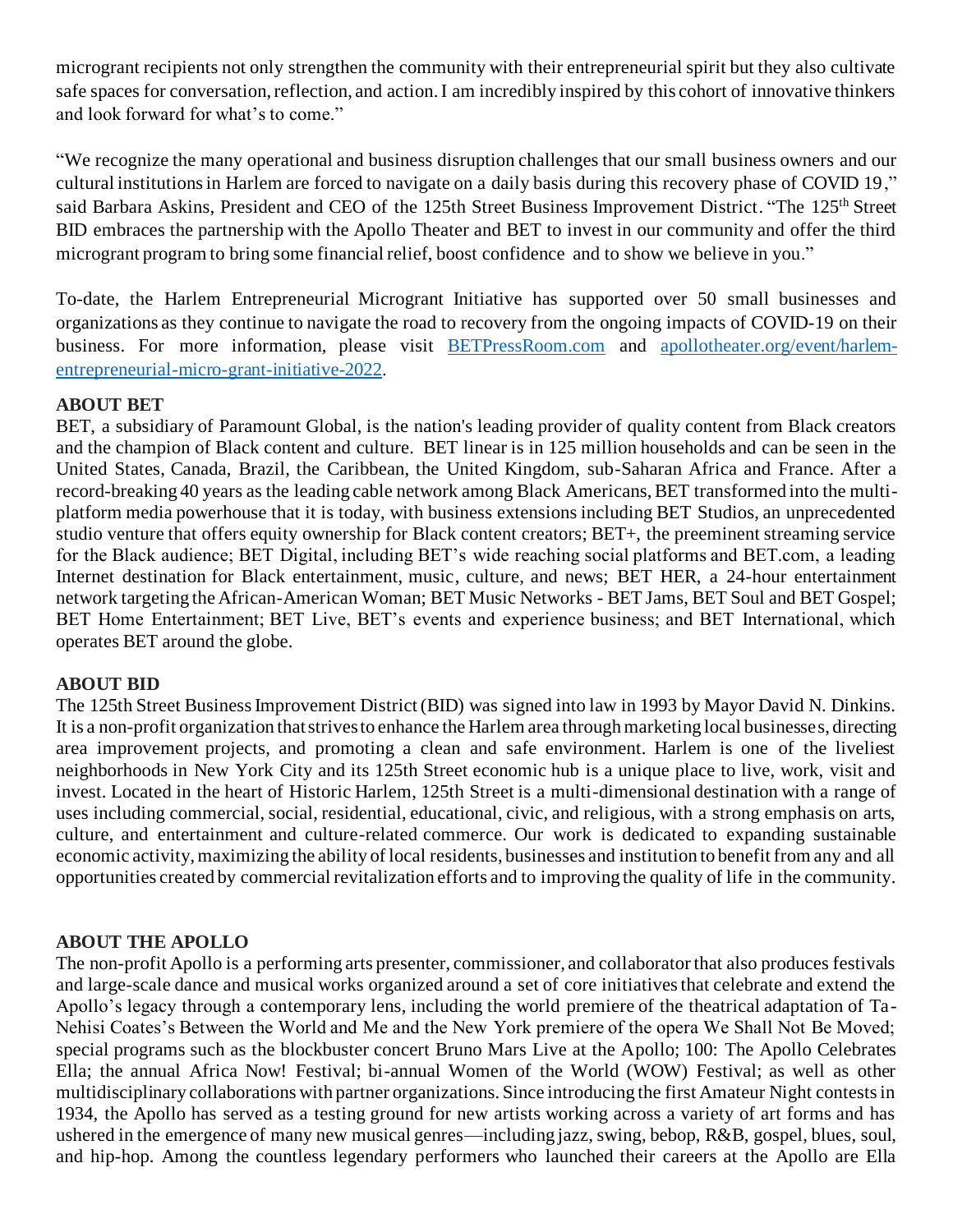microgrant recipients not only strengthen the community with their entrepreneurial spirit but they also cultivate safe spaces for conversation, reflection, and action. I am incredibly inspired by this cohort of innovative thinkers and look forward for what's to come."

"We recognize the many operational and business disruption challenges that our small business owners and our cultural institutions in Harlem are forced to navigate on a daily basis during this recovery phase of COVID 19," said Barbara Askins, President and CEO of the 125th Street Business Improvement District. "The 125th Street BID embraces the partnership with the Apollo Theater and BET to invest in our community and offer the third microgrant program to bring some financial relief, boost confidence and to show we believe in you."

To-date, the Harlem Entrepreneurial Microgrant Initiative has supported over 50 small businesses and organizations as they continue to navigate the road to recovery from the ongoing impacts of COVID-19 on their business. For more information, please visit [BETPressRoom.com](BETPressRoom.com) and [apollotheater.org/event/harlem-entrepreneurial-micro-grant-initiative-2022](apollotheater.org/event/harlem-entrepreneurial-micro-grant-initiative-2022).

**ABOUT BET**

BET, a subsidiary of Paramount Global, is the nation's leading provider of quality content from Black creators and the champion of Black content and culture. BET linear is in 125 million households and can be seen in the United States, Canada, Brazil, the Caribbean, the United Kingdom, sub-Saharan Africa and France. After a record-breaking 40 years as the leading cable network among Black Americans, BET transformed into the multi-platform media powerhouse that it is today, with business extensions including BET Studios, an unprecedented studio venture that offers equity ownership for Black content creators; BET+, the preeminent streaming service for the Black audience; BET Digital, including BET's wide reaching social platforms and BET.com, a leading Internet destination for Black entertainment, music, culture, and news; BET HER, a 24-hour entertainment network targeting the African-American Woman; BET Music Networks - BET Jams, BET Soul and BET Gospel; BET Home Entertainment; BET Live, BET's events and experience business; and BET International, which operates BET around the globe.

**ABOUT BID**

The 125th Street Business Improvement District (BID) was signed into law in 1993 by Mayor David N. Dinkins. It is a non-profit organization that strives to enhance the Harlem area through marketing local businesses, directing area improvement projects, and promoting a clean and safe environment. Harlem is one of the liveliest neighborhoods in New York City and its 125th Street economic hub is a unique place to live, work, visit and invest. Located in the heart of Historic Harlem, 125th Street is a multi-dimensional destination with a range of uses including commercial, social, residential, educational, civic, and religious, with a strong emphasis on arts, culture, and entertainment and culture-related commerce. Our work is dedicated to expanding sustainable economic activity, maximizing the ability of local residents, businesses and institution to benefit from any and all opportunities created by commercial revitalization efforts and to improving the quality of life in the community.

**ABOUT THE APOLLO**

The non-profit Apollo is a performing arts presenter, commissioner, and collaborator that also produces festivals and large-scale dance and musical works organized around a set of core initiatives that celebrate and extend the Apollo's legacy through a contemporary lens, including the world premiere of the theatrical adaptation of Ta-Nehisi Coates's Between the World and Me and the New York premiere of the opera We Shall Not Be Moved; special programs such as the blockbuster concert Bruno Mars Live at the Apollo; 100: The Apollo Celebrates Ella; the annual Africa Now! Festival; bi-annual Women of the World (WOW) Festival; as well as other multidisciplinary collaborations with partner organizations. Since introducing the first Amateur Night contests in 1934, the Apollo has served as a testing ground for new artists working across a variety of art forms and has ushered in the emergence of many new musical genres—including jazz, swing, bebop, R&B, gospel, blues, soul, and hip-hop. Among the countless legendary performers who launched their careers at the Apollo are Ella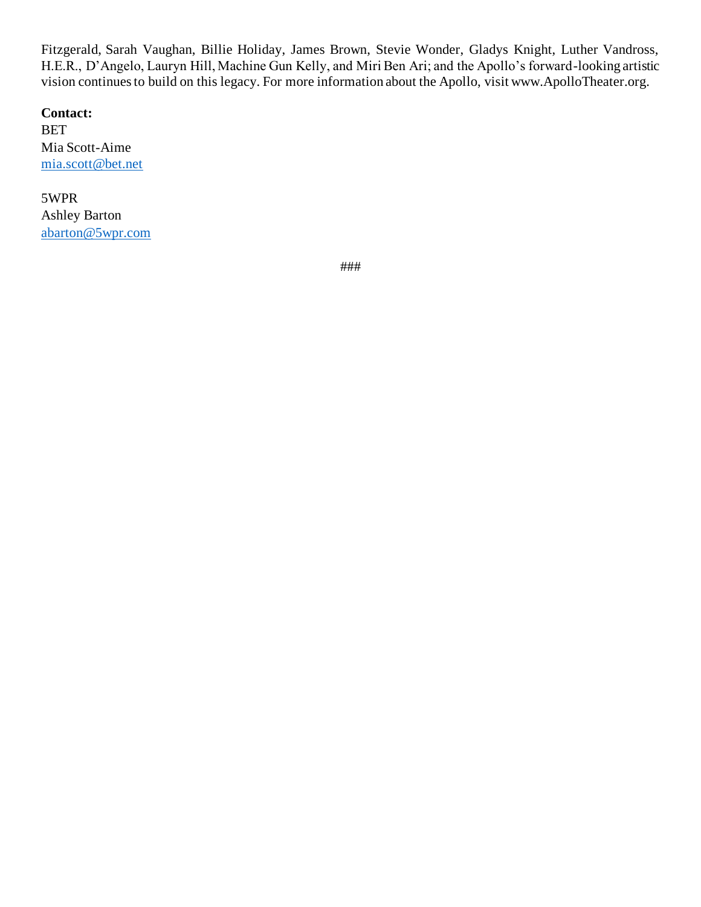Fitzgerald, Sarah Vaughan, Billie Holiday, James Brown, Stevie Wonder, Gladys Knight, Luther Vandross, H.E.R., D'Angelo, Lauryn Hill, Machine Gun Kelly, and Miri Ben Ari; and the Apollo's forward-looking artistic vision continues to build on this legacy. For more information about the Apollo, visit www.ApolloTheater.org.

**Contact:**
BET
Mia Scott-Aime
mia.scott@bet.net

5WPR
Ashley Barton
abarton@5wpr.com

###